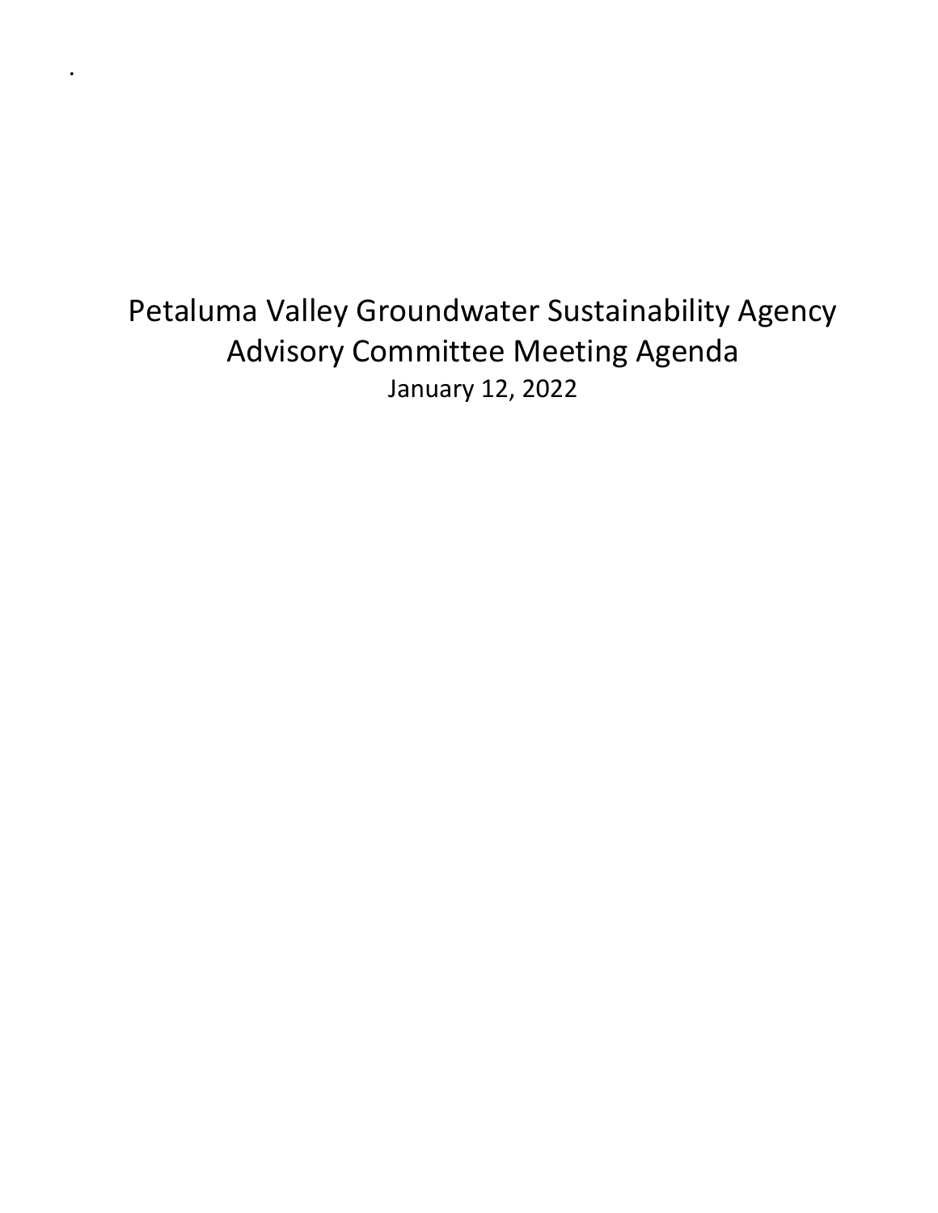# Petaluma Valley Groundwater Sustainability Agency
## Advisory Committee Meeting Agenda

January 12, 2022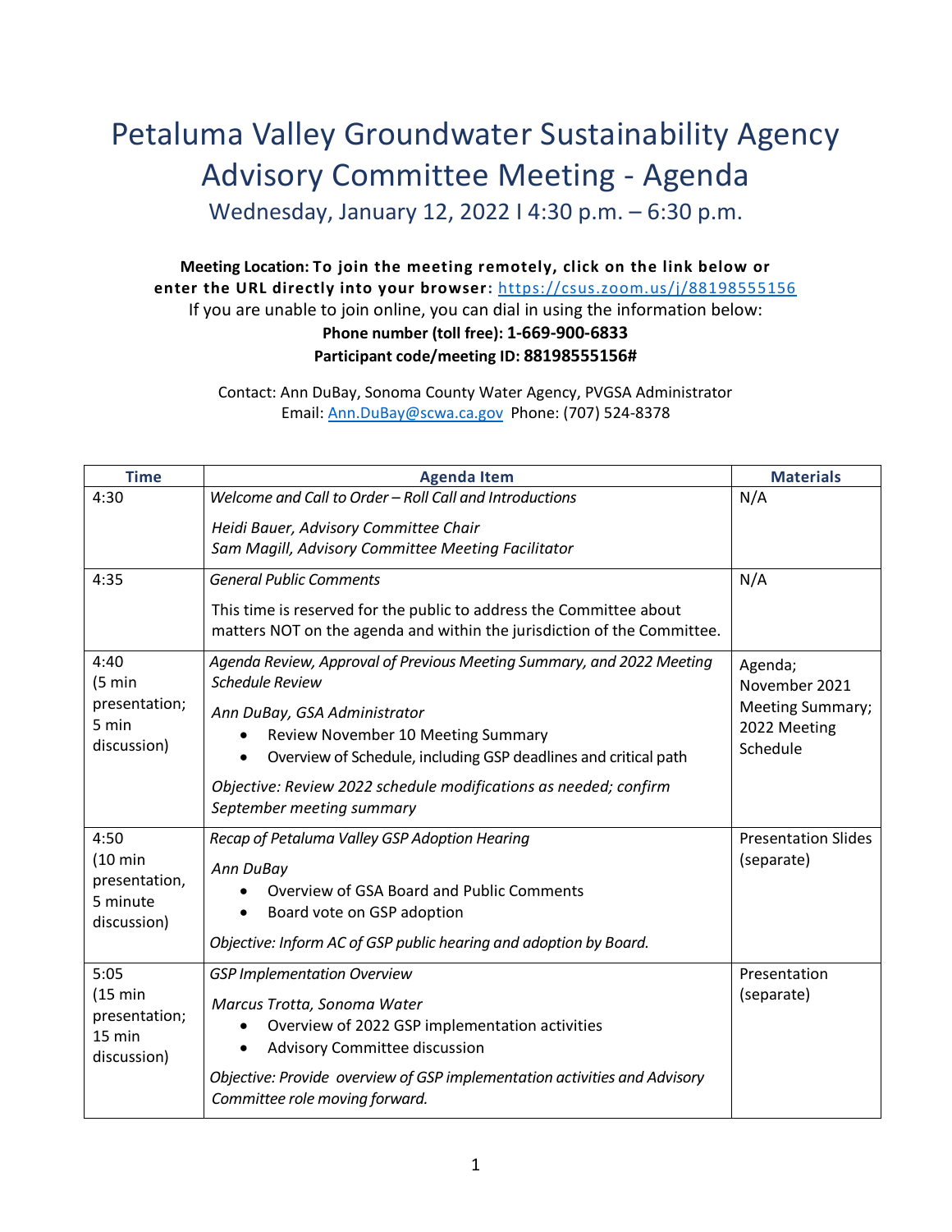# Petaluma Valley Groundwater Sustainability Agency Advisory Committee Meeting - Agenda

Wednesday, January 12, 2022 I 4:30 p.m. – 6:30 p.m.

**Meeting Location: To join the meeting remotely, click on the link below or enter the URL directly into your browser:** https://csus.zoom.us/j/88198555156

If you are unable to join online, you can dial in using the information below:

**Phone number (toll free): 1-669-900-6833**

**Participant code/meeting ID: 88198555156#**

Contact: Ann DuBay, Sonoma County Water Agency, PVGSA Administrator
Email: Ann.DuBay@scwa.ca.gov Phone: (707) 524-8378

| Time | Agenda Item | Materials |
|---|---|---|
| 4:30 | *Welcome and Call to Order – Roll Call and Introductions*<br><br>*Heidi Bauer, Advisory Committee Chair*<br>*Sam Magill, Advisory Committee Meeting Facilitator* | N/A |
| 4:35 | *General Public Comments*<br><br>This time is reserved for the public to address the Committee about matters NOT on the agenda and within the jurisdiction of the Committee. | N/A |
| 4:40 (5 min presentation; 5 min discussion) | *Agenda Review, Approval of Previous Meeting Summary, and 2022 Meeting Schedule Review*<br><br>*Ann DuBay, GSA Administrator*<br>• Review November 10 Meeting Summary<br>• Overview of Schedule, including GSP deadlines and critical path<br><br>*Objective: Review 2022 schedule modifications as needed; confirm September meeting summary* | Agenda; November 2021 Meeting Summary; 2022 Meeting Schedule |
| 4:50 (10 min presentation, 5 minute discussion) | *Recap of Petaluma Valley GSP Adoption Hearing*<br><br>*Ann DuBay*<br>• Overview of GSA Board and Public Comments<br>• Board vote on GSP adoption<br><br>*Objective: Inform AC of GSP public hearing and adoption by Board.* | Presentation Slides (separate) |
| 5:05 (15 min presentation; 15 min discussion) | *GSP Implementation Overview*<br><br>*Marcus Trotta, Sonoma Water*<br>• Overview of 2022 GSP implementation activities<br>• Advisory Committee discussion<br><br>*Objective: Provide overview of GSP implementation activities and Advisory Committee role moving forward.* | Presentation (separate) |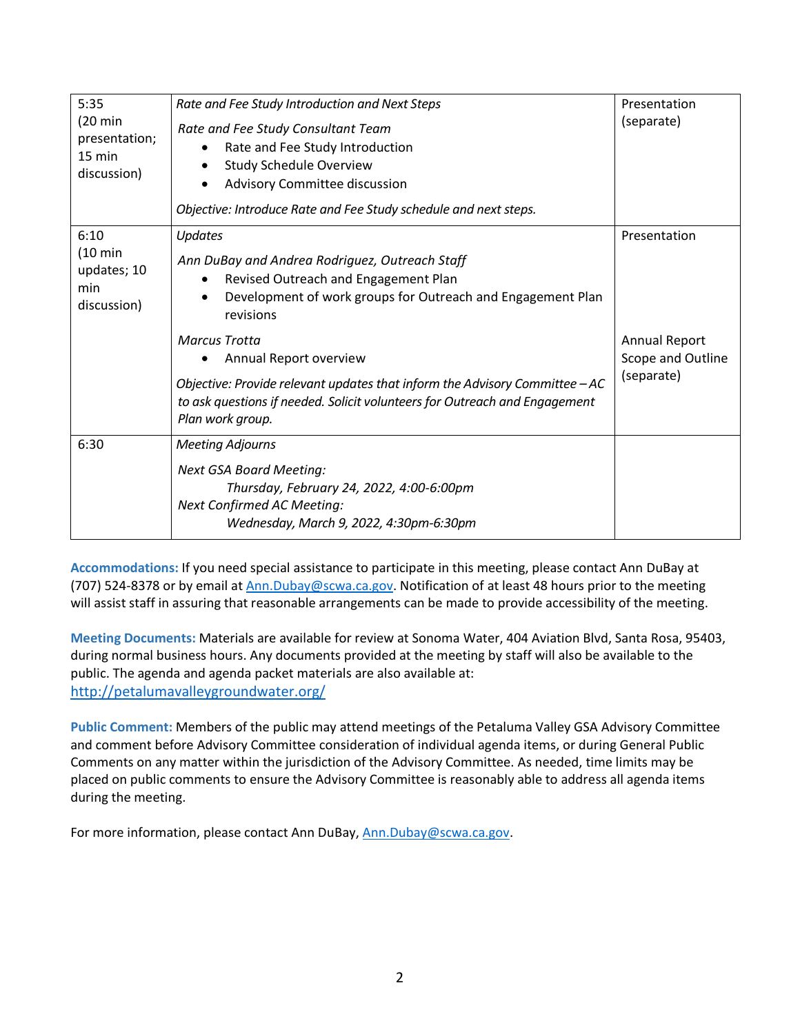| | | |
|---|---|---|
| 5:35<br>(20 min presentation; 15 min discussion) | *Rate and Fee Study Introduction and Next Steps*<br><br>*Rate and Fee Study Consultant Team*<br>• Rate and Fee Study Introduction<br>• Study Schedule Overview<br>• Advisory Committee discussion<br><br>*Objective: Introduce Rate and Fee Study schedule and next steps.* | Presentation (separate) |
| 6:10<br>(10 min updates; 10 min discussion) | *Updates*<br><br>*Ann DuBay and Andrea Rodriguez, Outreach Staff*<br>• Revised Outreach and Engagement Plan<br>• Development of work groups for Outreach and Engagement Plan revisions<br><br>*Marcus Trotta*<br>• Annual Report overview<br><br>*Objective: Provide relevant updates that inform the Advisory Committee – AC to ask questions if needed. Solicit volunteers for Outreach and Engagement Plan work group.* | Presentation<br><br>Annual Report Scope and Outline (separate) |
| 6:30 | *Meeting Adjourns*<br><br>*Next GSA Board Meeting:*<br>*Thursday, February 24, 2022, 4:00-6:00pm*<br>*Next Confirmed AC Meeting:*<br>*Wednesday, March 9, 2022, 4:30pm-6:30pm* | |

**Accommodations:** If you need special assistance to participate in this meeting, please contact Ann DuBay at (707) 524-8378 or by email at Ann.Dubay@scwa.ca.gov. Notification of at least 48 hours prior to the meeting will assist staff in assuring that reasonable arrangements can be made to provide accessibility of the meeting.

**Meeting Documents:** Materials are available for review at Sonoma Water, 404 Aviation Blvd, Santa Rosa, 95403, during normal business hours. Any documents provided at the meeting by staff will also be available to the public. The agenda and agenda packet materials are also available at: http://petalumavalleygroundwater.org/

**Public Comment:** Members of the public may attend meetings of the Petaluma Valley GSA Advisory Committee and comment before Advisory Committee consideration of individual agenda items, or during General Public Comments on any matter within the jurisdiction of the Advisory Committee. As needed, time limits may be placed on public comments to ensure the Advisory Committee is reasonably able to address all agenda items during the meeting.

For more information, please contact Ann DuBay, Ann.Dubay@scwa.ca.gov.